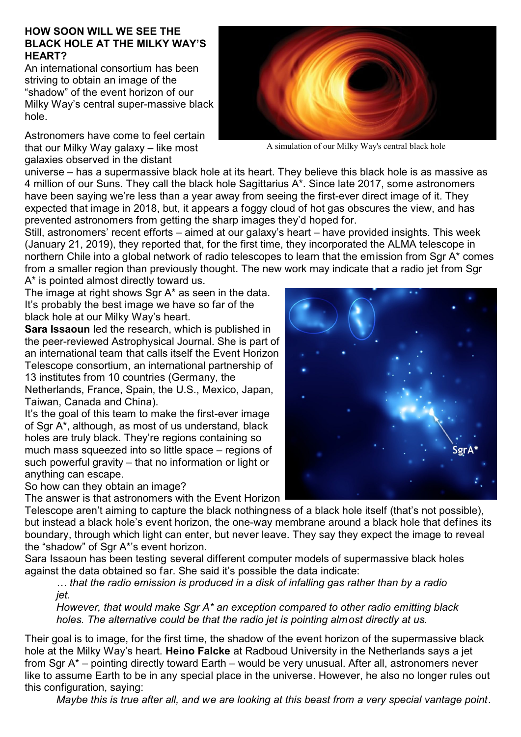**HOW SOON WILL WE SEE THE BLACK HOLE AT THE MILKY WAY'S HEART?**

An international consortium has been striving to obtain an image of the "shadow" of the event horizon of our Milky Way's central super-massive black hole.

A simulation of our Milky Way's central black hole

Astronomers have come to feel certain that our Milky Way galaxy – like most galaxies observed in the distant universe – has a supermassive black hole at its heart. They believe this black hole is as massive as 4 million of our Suns. They call the black hole Sagittarius A*. Since late 2017, some astronomers have been saying we're less than a year away from seeing the first-ever direct image of it. They expected that image in 2018, but, it appears a foggy cloud of hot gas obscures the view, and has prevented astronomers from getting the sharp images they'd hoped for.

Still, astronomers' recent efforts – aimed at our galaxy's heart – have provided insights. This week (January 21, 2019), they reported that, for the first time, they incorporated the ALMA telescope in northern Chile into a global network of radio telescopes to learn that the emission from Sgr A* comes from a smaller region than previously thought. The new work may indicate that a radio jet from Sgr A* is pointed almost directly toward us.

The image at right shows Sgr A* as seen in the data. It's probably the best image we have so far of the black hole at our Milky Way's heart.

**Sara Issaoun** led the research, which is published in the peer-reviewed Astrophysical Journal. She is part of an international team that calls itself the Event Horizon Telescope consortium, an international partnership of 13 institutes from 10 countries (Germany, the Netherlands, France, Spain, the U.S., Mexico, Japan, Taiwan, Canada and China).

It's the goal of this team to make the first-ever image of Sgr A*, although, as most of us understand, black holes are truly black. They're regions containing so much mass squeezed into so little space – regions of such powerful gravity – that no information or light or anything can escape.

So how can they obtain an image?

The answer is that astronomers with the Event Horizon Telescope aren't aiming to capture the black nothingness of a black hole itself (that's not possible), but instead a black hole's event horizon, the one-way membrane around a black hole that defines its boundary, through which light can enter, but never leave. They say they expect the image to reveal the "shadow" of Sgr A*'s event horizon.

Sara Issaoun has been testing several different computer models of supermassive black holes against the data obtained so far. She said it's possible the data indicate:

> *… that the radio emission is produced in a disk of infalling gas rather than by a radio jet.*
>
> *However, that would make Sgr A* an exception compared to other radio emitting black holes. The alternative could be that the radio jet is pointing almost directly at us.*

Their goal is to image, for the first time, the shadow of the event horizon of the supermassive black hole at the Milky Way's heart. **Heino Falcke** at Radboud University in the Netherlands says a jet from Sgr A* – pointing directly toward Earth – would be very unusual. After all, astronomers never like to assume Earth to be in any special place in the universe. However, he also no longer rules out this configuration, saying:

> *Maybe this is true after all, and we are looking at this beast from a very special vantage point.*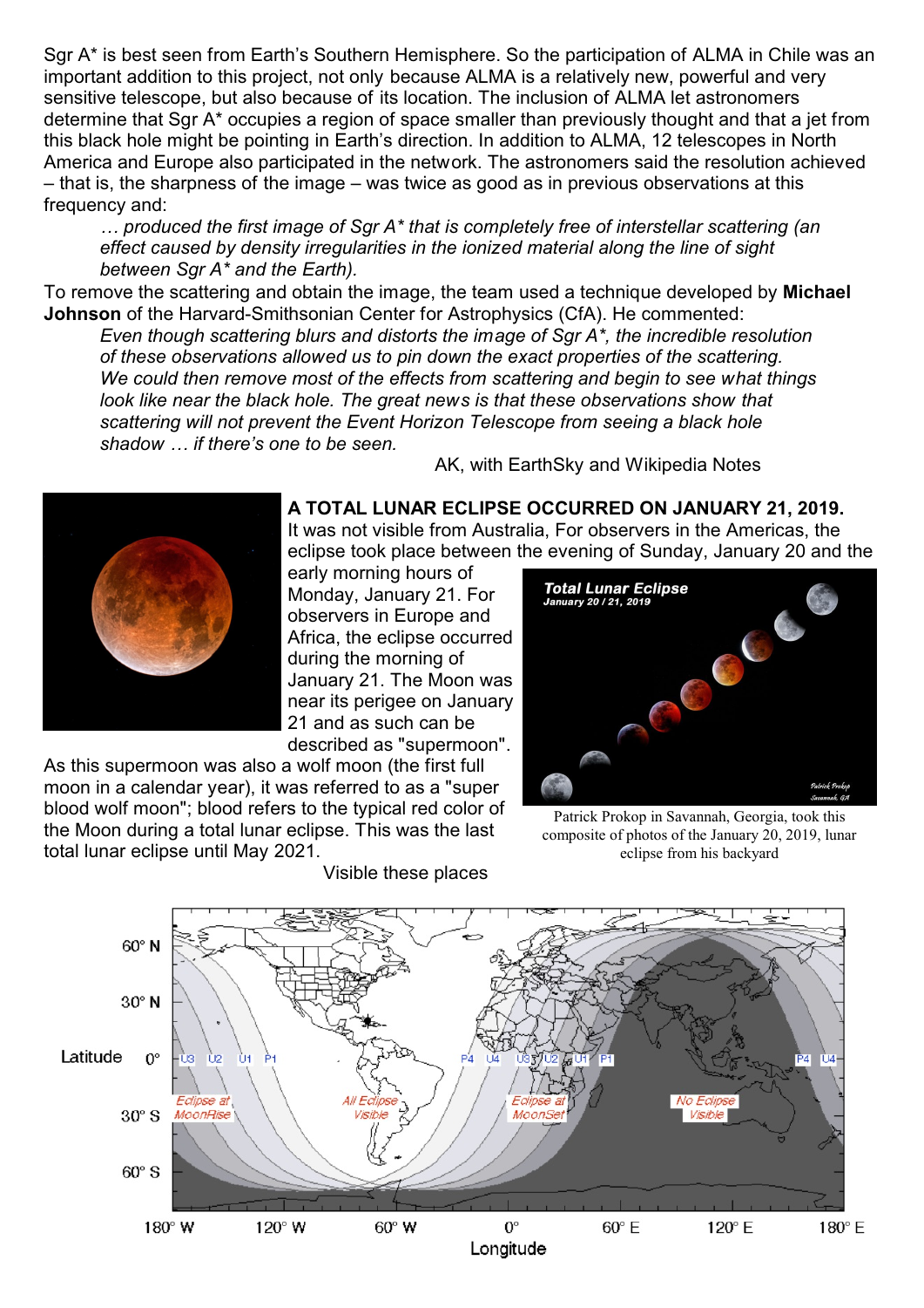Sgr A* is best seen from Earth's Southern Hemisphere. So the participation of ALMA in Chile was an important addition to this project, not only because ALMA is a relatively new, powerful and very sensitive telescope, but also because of its location. The inclusion of ALMA let astronomers determine that Sgr A* occupies a region of space smaller than previously thought and that a jet from this black hole might be pointing in Earth's direction. In addition to ALMA, 12 telescopes in North America and Europe also participated in the network. The astronomers said the resolution achieved – that is, the sharpness of the image – was twice as good as in previous observations at this frequency and:

> *… produced the first image of Sgr A* that is completely free of interstellar scattering (an effect caused by density irregularities in the ionized material along the line of sight between Sgr A* and the Earth).*

To remove the scattering and obtain the image, the team used a technique developed by **Michael Johnson** of the Harvard-Smithsonian Center for Astrophysics (CfA). He commented:

> *Even though scattering blurs and distorts the image of Sgr A*, the incredible resolution of these observations allowed us to pin down the exact properties of the scattering. We could then remove most of the effects from scattering and begin to see what things look like near the black hole. The great news is that these observations show that scattering will not prevent the Event Horizon Telescope from seeing a black hole shadow … if there's one to be seen.*

AK, with EarthSky and Wikipedia Notes

**A TOTAL LUNAR ECLIPSE OCCURRED ON JANUARY 21, 2019.**

It was not visible from Australia, For observers in the Americas, the eclipse took place between the evening of Sunday, January 20 and the early morning hours of Monday, January 21. For observers in Europe and Africa, the eclipse occurred during the morning of January 21. The Moon was near its perigee on January 21 and as such can be described as "supermoon". As this supermoon was also a wolf moon (the first full moon in a calendar year), it was referred to as a "super blood wolf moon"; blood refers to the typical red color of the Moon during a total lunar eclipse. This was the last total lunar eclipse until May 2021.

Total Lunar Eclipse
January 20 / 21, 2019

Patrick Prokop in Savannah, Georgia, took this composite of photos of the January 20, 2019, lunar eclipse from his backyard

Visible these places

60° N
30° N
Latitude 0°
30° S
60° S
180° W
120° W
60° W
0°
60° E
120° E
180° E
Longitude
U3 U2 U1 P1 P4 U4 U3 U2 U1 P1 P4 U4
Eclipse at MoonRise
All Eclipse Visible
Eclipse at MoonSet
No Eclipse Visible